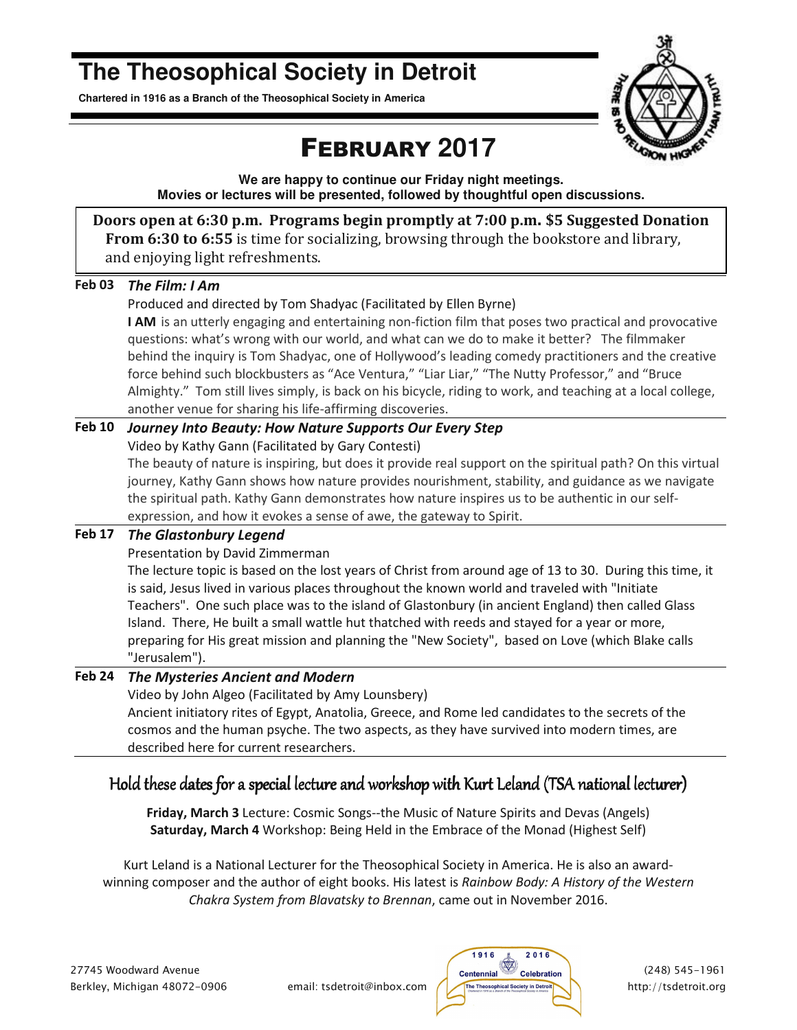# The Theosophical Society in Detroit

**Chartered in 1916 as a Branch of the Theosophical Society in America**

## FEBRUARY 2017

**We are happy to continue our Friday night meetings.**
**Movies or lectures will be presented, followed by thoughtful open discussions.**

**Doors open at 6:30 p.m. Programs begin promptly at 7:00 p.m. $5 Suggested Donation**
**From 6:30 to 6:55** is time for socializing, browsing through the bookstore and library, and enjoying light refreshments.

**Feb 03** ***The Film: I Am***

Produced and directed by Tom Shadyac (Facilitated by Ellen Byrne)

**I AM** is an utterly engaging and entertaining non-fiction film that poses two practical and provocative questions: what's wrong with our world, and what can we do to make it better? The filmmaker behind the inquiry is Tom Shadyac, one of Hollywood's leading comedy practitioners and the creative force behind such blockbusters as "Ace Ventura," "Liar Liar," "The Nutty Professor," and "Bruce Almighty." Tom still lives simply, is back on his bicycle, riding to work, and teaching at a local college, another venue for sharing his life-affirming discoveries.

**Feb 10** ***Journey Into Beauty: How Nature Supports Our Every Step***

Video by Kathy Gann (Facilitated by Gary Contesti)

The beauty of nature is inspiring, but does it provide real support on the spiritual path? On this virtual journey, Kathy Gann shows how nature provides nourishment, stability, and guidance as we navigate the spiritual path. Kathy Gann demonstrates how nature inspires us to be authentic in our self-expression, and how it evokes a sense of awe, the gateway to Spirit.

**Feb 17** ***The Glastonbury Legend***

Presentation by David Zimmerman

The lecture topic is based on the lost years of Christ from around age of 13 to 30. During this time, it is said, Jesus lived in various places throughout the known world and traveled with "Initiate Teachers". One such place was to the island of Glastonbury (in ancient England) then called Glass Island. There, He built a small wattle hut thatched with reeds and stayed for a year or more, preparing for His great mission and planning the "New Society", based on Love (which Blake calls "Jerusalem").

**Feb 24** ***The Mysteries Ancient and Modern***

Video by John Algeo (Facilitated by Amy Lounsbery)

Ancient initiatory rites of Egypt, Anatolia, Greece, and Rome led candidates to the secrets of the cosmos and the human psyche. The two aspects, as they have survived into modern times, are described here for current researchers.

### Hold these dates for a special lecture and workshop with Kurt Leland (TSA national lecturer)

**Friday, March 3** Lecture: Cosmic Songs--the Music of Nature Spirits and Devas (Angels)
**Saturday, March 4** Workshop: Being Held in the Embrace of the Monad (Highest Self)

Kurt Leland is a National Lecturer for the Theosophical Society in America. He is also an award-winning composer and the author of eight books. His latest is *Rainbow Body: A History of the Western Chakra System from Blavatsky to Brennan*, came out in November 2016.

27745 Woodward Avenue
Berkley, Michigan 48072-0906

email: tsdetroit@inbox.com

1916 2016 Centennial Celebration — The Theosophical Society in Detroit

(248) 545-1961
http://tsdetroit.org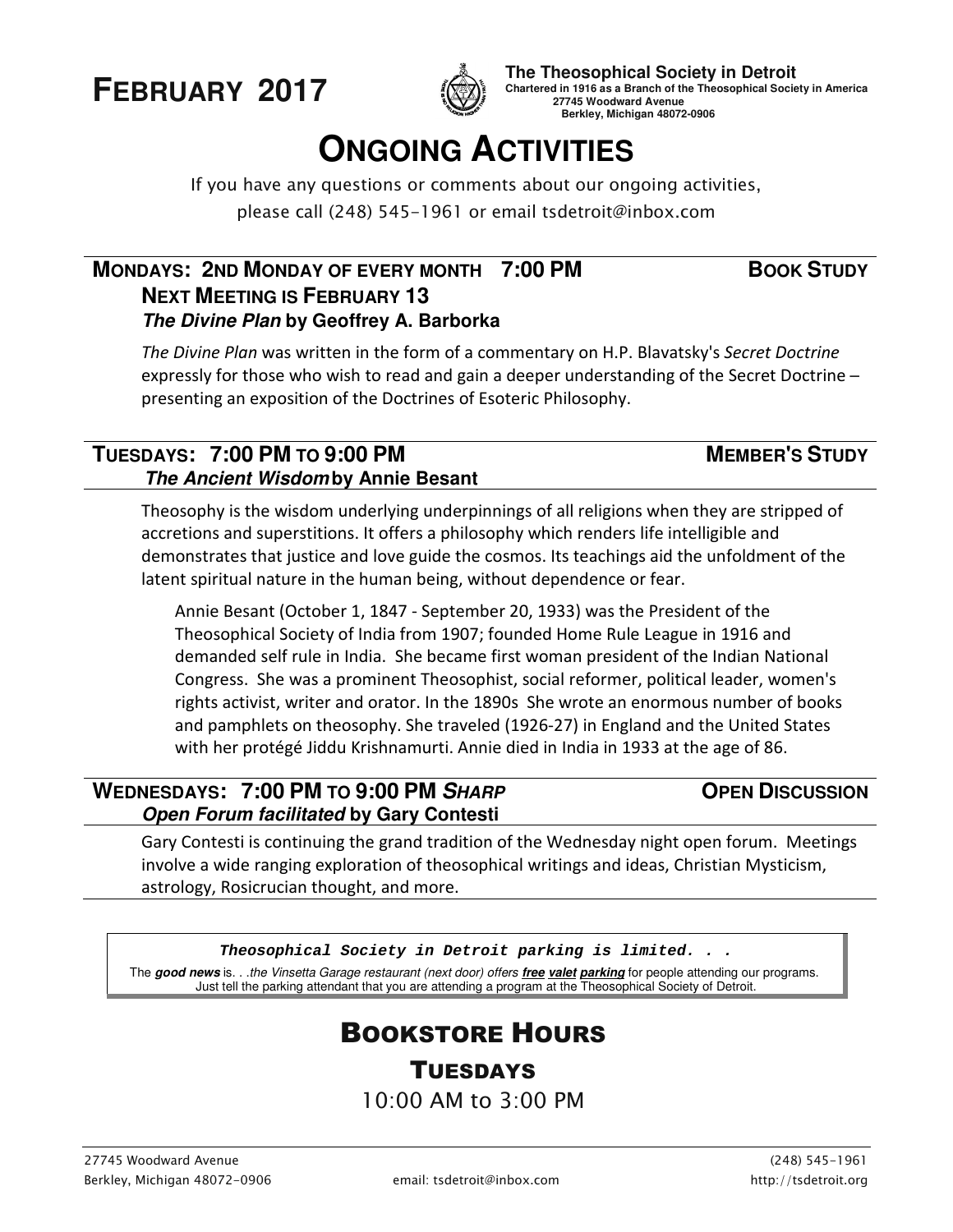# FEBRUARY 2017

**The Theosophical Society in Detroit**
**Chartered in 1916 as a Branch of the Theosophical Society in America**
**27745 Woodward Avenue**
**Berkley, Michigan 48072-0906**

# ONGOING ACTIVITIES

If you have any questions or comments about our ongoing activities, please call (248) 545-1961 or email tsdetroit@inbox.com

## MONDAYS: 2ND MONDAY OF EVERY MONTH 7:00 PM — BOOK STUDY

**NEXT MEETING IS FEBRUARY 13**

***The Divine Plan* by Geoffrey A. Barborka**

*The Divine Plan* was written in the form of a commentary on H.P. Blavatsky's *Secret Doctrine* expressly for those who wish to read and gain a deeper understanding of the Secret Doctrine – presenting an exposition of the Doctrines of Esoteric Philosophy.

## TUESDAYS: 7:00 PM TO 9:00 PM — MEMBER'S STUDY

***The Ancient Wisdom* by Annie Besant**

Theosophy is the wisdom underlying underpinnings of all religions when they are stripped of accretions and superstitions. It offers a philosophy which renders life intelligible and demonstrates that justice and love guide the cosmos. Its teachings aid the unfoldment of the latent spiritual nature in the human being, without dependence or fear.

Annie Besant (October 1, 1847 - September 20, 1933) was the President of the Theosophical Society of India from 1907; founded Home Rule League in 1916 and demanded self rule in India. She became first woman president of the Indian National Congress. She was a prominent Theosophist, social reformer, political leader, women's rights activist, writer and orator. In the 1890s She wrote an enormous number of books and pamphlets on theosophy. She traveled (1926-27) in England and the United States with her protégé Jiddu Krishnamurti. Annie died in India in 1933 at the age of 86.

## WEDNESDAYS: 7:00 PM TO 9:00 PM *SHARP* — OPEN DISCUSSION

***Open Forum facilitated* by Gary Contesti**

Gary Contesti is continuing the grand tradition of the Wednesday night open forum. Meetings involve a wide ranging exploration of theosophical writings and ideas, Christian Mysticism, astrology, Rosicrucian thought, and more.

***Theosophical Society in Detroit parking is limited. . .***

The ***good news*** is. . .*the Vinsetta Garage restaurant (next door) offers* ***free valet parking*** for people attending our programs. Just tell the parking attendant that you are attending a program at the Theosophical Society of Detroit.

# BOOKSTORE HOURS

## TUESDAYS

10:00 AM to 3:00 PM

27745 Woodward Avenue
Berkley, Michigan 48072-0906
email: tsdetroit@inbox.com
(248) 545-1961
http://tsdetroit.org